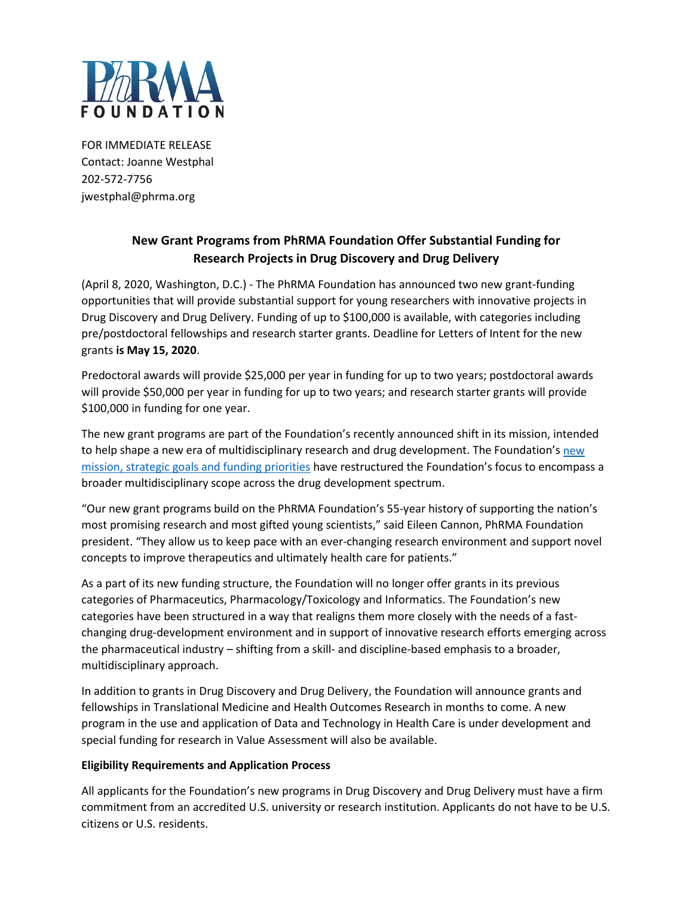PhRMA FOUNDATION

FOR IMMEDIATE RELEASE
Contact: Joanne Westphal
202-572-7756
jwestphal@phrma.org

## New Grant Programs from PhRMA Foundation Offer Substantial Funding for Research Projects in Drug Discovery and Drug Delivery

(April 8, 2020, Washington, D.C.) - The PhRMA Foundation has announced two new grant-funding opportunities that will provide substantial support for young researchers with innovative projects in Drug Discovery and Drug Delivery. Funding of up to $100,000 is available, with categories including pre/postdoctoral fellowships and research starter grants. Deadline for Letters of Intent for the new grants **is May 15, 2020**.

Predoctoral awards will provide $25,000 per year in funding for up to two years; postdoctoral awards will provide $50,000 per year in funding for up to two years; and research starter grants will provide $100,000 in funding for one year.

The new grant programs are part of the Foundation's recently announced shift in its mission, intended to help shape a new era of multidisciplinary research and drug development. The Foundation's new mission, strategic goals and funding priorities have restructured the Foundation's focus to encompass a broader multidisciplinary scope across the drug development spectrum.

"Our new grant programs build on the PhRMA Foundation's 55-year history of supporting the nation's most promising research and most gifted young scientists," said Eileen Cannon, PhRMA Foundation president. "They allow us to keep pace with an ever-changing research environment and support novel concepts to improve therapeutics and ultimately health care for patients."

As a part of its new funding structure, the Foundation will no longer offer grants in its previous categories of Pharmaceutics, Pharmacology/Toxicology and Informatics. The Foundation's new categories have been structured in a way that realigns them more closely with the needs of a fast-changing drug-development environment and in support of innovative research efforts emerging across the pharmaceutical industry – shifting from a skill- and discipline-based emphasis to a broader, multidisciplinary approach.

In addition to grants in Drug Discovery and Drug Delivery, the Foundation will announce grants and fellowships in Translational Medicine and Health Outcomes Research in months to come. A new program in the use and application of Data and Technology in Health Care is under development and special funding for research in Value Assessment will also be available.

**Eligibility Requirements and Application Process**

All applicants for the Foundation's new programs in Drug Discovery and Drug Delivery must have a firm commitment from an accredited U.S. university or research institution. Applicants do not have to be U.S. citizens or U.S. residents.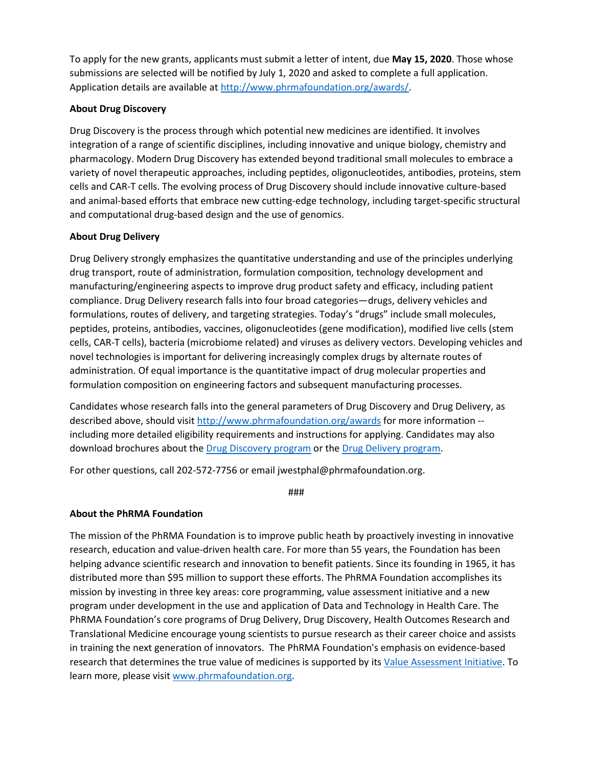To apply for the new grants, applicants must submit a letter of intent, due **May 15, 2020**. Those whose submissions are selected will be notified by July 1, 2020 and asked to complete a full application. Application details are available at [http://www.phrmafoundation.org/awards/](http://www.phrmafoundation.org/awards/).

**About Drug Discovery**

Drug Discovery is the process through which potential new medicines are identified. It involves integration of a range of scientific disciplines, including innovative and unique biology, chemistry and pharmacology. Modern Drug Discovery has extended beyond traditional small molecules to embrace a variety of novel therapeutic approaches, including peptides, oligonucleotides, antibodies, proteins, stem cells and CAR-T cells. The evolving process of Drug Discovery should include innovative culture-based and animal-based efforts that embrace new cutting-edge technology, including target-specific structural and computational drug-based design and the use of genomics.

**About Drug Delivery**

Drug Delivery strongly emphasizes the quantitative understanding and use of the principles underlying drug transport, route of administration, formulation composition, technology development and manufacturing/engineering aspects to improve drug product safety and efficacy, including patient compliance. Drug Delivery research falls into four broad categories—drugs, delivery vehicles and formulations, routes of delivery, and targeting strategies. Today's "drugs" include small molecules, peptides, proteins, antibodies, vaccines, oligonucleotides (gene modification), modified live cells (stem cells, CAR-T cells), bacteria (microbiome related) and viruses as delivery vectors. Developing vehicles and novel technologies is important for delivering increasingly complex drugs by alternate routes of administration. Of equal importance is the quantitative impact of drug molecular properties and formulation composition on engineering factors and subsequent manufacturing processes.

Candidates whose research falls into the general parameters of Drug Discovery and Drug Delivery, as described above, should visit [http://www.phrmafoundation.org/awards](http://www.phrmafoundation.org/awards) for more information -- including more detailed eligibility requirements and instructions for applying. Candidates may also download brochures about the Drug Discovery program or the Drug Delivery program.

For other questions, call 202-572-7756 or email jwestphal@phrmafoundation.org.

###

**About the PhRMA Foundation**

The mission of the PhRMA Foundation is to improve public heath by proactively investing in innovative research, education and value-driven health care. For more than 55 years, the Foundation has been helping advance scientific research and innovation to benefit patients. Since its founding in 1965, it has distributed more than $95 million to support these efforts. The PhRMA Foundation accomplishes its mission by investing in three key areas: core programming, value assessment initiative and a new program under development in the use and application of Data and Technology in Health Care. The PhRMA Foundation's core programs of Drug Delivery, Drug Discovery, Health Outcomes Research and Translational Medicine encourage young scientists to pursue research as their career choice and assists in training the next generation of innovators. The PhRMA Foundation's emphasis on evidence-based research that determines the true value of medicines is supported by its Value Assessment Initiative. To learn more, please visit [www.phrmafoundation.org](http://www.phrmafoundation.org).